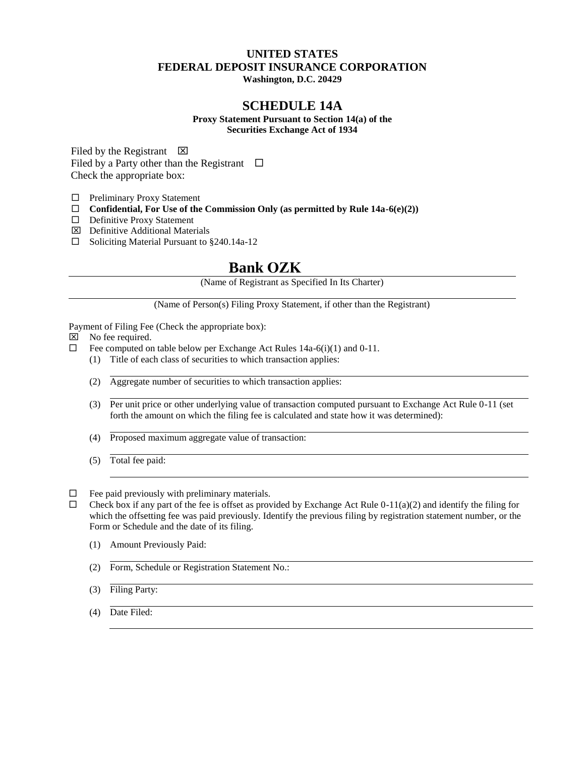**UNITED STATES**
**FEDERAL DEPOSIT INSURANCE CORPORATION**
**Washington, D.C. 20429**

## SCHEDULE 14A

**Proxy Statement Pursuant to Section 14(a) of the Securities Exchange Act of 1934**

Filed by the Registrant ☒

Filed by a Party other than the Registrant ☐

Check the appropriate box:

- ☐ Preliminary Proxy Statement
- ☐ **Confidential, For Use of the Commission Only (as permitted by Rule 14a-6(e)(2))**
- ☐ Definitive Proxy Statement
- ☒ Definitive Additional Materials
- ☐ Soliciting Material Pursuant to §240.14a-12

# Bank OZK

(Name of Registrant as Specified In Its Charter)

(Name of Person(s) Filing Proxy Statement, if other than the Registrant)

Payment of Filing Fee (Check the appropriate box):

- ☒ No fee required.
- ☐ Fee computed on table below per Exchange Act Rules 14a-6(i)(1) and 0-11.
  1. Title of each class of securities to which transaction applies:
  2. Aggregate number of securities to which transaction applies:
  3. Per unit price or other underlying value of transaction computed pursuant to Exchange Act Rule 0-11 (set forth the amount on which the filing fee is calculated and state how it was determined):
  4. Proposed maximum aggregate value of transaction:
  5. Total fee paid:
- ☐ Fee paid previously with preliminary materials.
- ☐ Check box if any part of the fee is offset as provided by Exchange Act Rule 0-11(a)(2) and identify the filing for which the offsetting fee was paid previously. Identify the previous filing by registration statement number, or the Form or Schedule and the date of its filing.
  1. Amount Previously Paid:
  2. Form, Schedule or Registration Statement No.:
  3. Filing Party:
  4. Date Filed: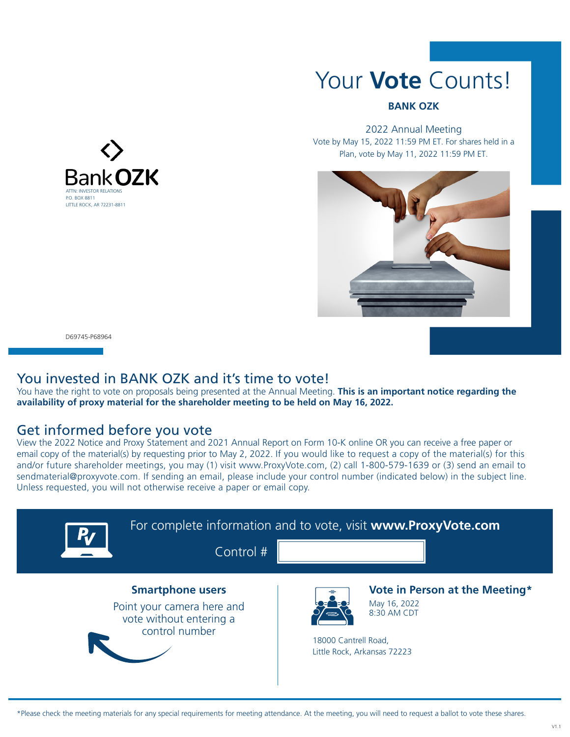# Your **Vote** Counts!

**BANK OZK**

2022 Annual Meeting

Vote by May 15, 2022 11:59 PM ET. For shares held in a Plan, vote by May 11, 2022 11:59 PM ET.

Bank OZK
ATTN: INVESTOR RELATIONS
P.O. BOX 8811
LITTLE ROCK, AR 72231-8811

D69745-P68964

## You invested in BANK OZK and it's time to vote!

You have the right to vote on proposals being presented at the Annual Meeting. **This is an important notice regarding the availability of proxy material for the shareholder meeting to be held on May 16, 2022.**

## Get informed before you vote

View the 2022 Notice and Proxy Statement and 2021 Annual Report on Form 10-K online OR you can receive a free paper or email copy of the material(s) by requesting prior to May 2, 2022. If you would like to request a copy of the material(s) for this and/or future shareholder meetings, you may (1) visit www.ProxyVote.com, (2) call 1-800-579-1639 or (3) send an email to sendmaterial@proxyvote.com. If sending an email, please include your control number (indicated below) in the subject line. Unless requested, you will not otherwise receive a paper or email copy.

For complete information and to vote, visit **www.ProxyVote.com**

Control #

### Smartphone users

Point your camera here and vote without entering a control number

### Vote in Person at the Meeting*

May 16, 2022
8:30 AM CDT

18000 Cantrell Road,
Little Rock, Arkansas 72223

*Please check the meeting materials for any special requirements for meeting attendance. At the meeting, you will need to request a ballot to vote these shares.

V1.1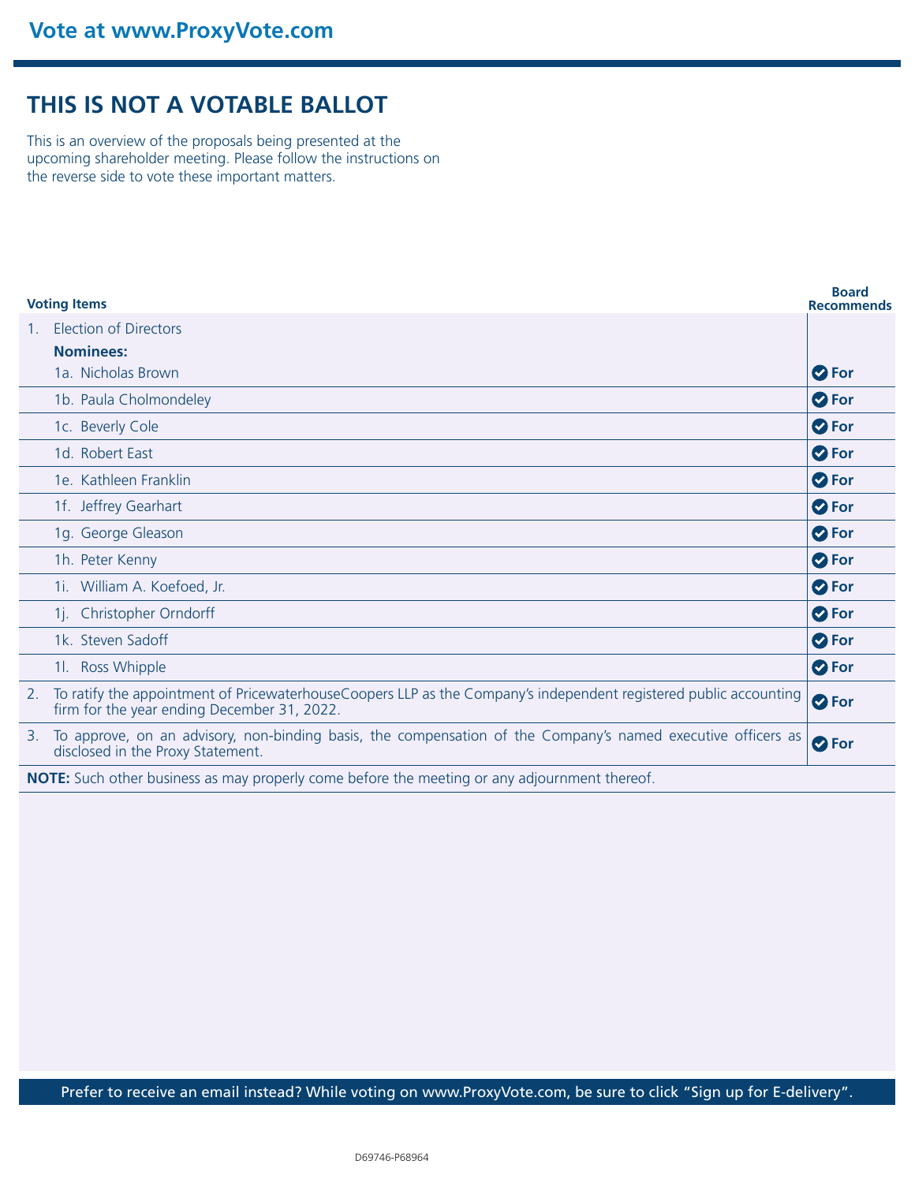**Vote at www.ProxyVote.com**

# THIS IS NOT A VOTABLE BALLOT

This is an overview of the proposals being presented at the upcoming shareholder meeting. Please follow the instructions on the reverse side to vote these important matters.

| Voting Items | Board Recommends |
|---|---|
| 1. Election of Directors<br>**Nominees:**<br>1a. Nicholas Brown | For |
| 1b. Paula Cholmondeley | For |
| 1c. Beverly Cole | For |
| 1d. Robert East | For |
| 1e. Kathleen Franklin | For |
| 1f. Jeffrey Gearhart | For |
| 1g. George Gleason | For |
| 1h. Peter Kenny | For |
| 1i. William A. Koefoed, Jr. | For |
| 1j. Christopher Orndorff | For |
| 1k. Steven Sadoff | For |
| 1l. Ross Whipple | For |
| 2. To ratify the appointment of PricewaterhouseCoopers LLP as the Company's independent registered public accounting firm for the year ending December 31, 2022. | For |
| 3. To approve, on an advisory, non-binding basis, the compensation of the Company's named executive officers as disclosed in the Proxy Statement. | For |

**NOTE:** Such other business as may properly come before the meeting or any adjournment thereof.

Prefer to receive an email instead? While voting on www.ProxyVote.com, be sure to click "Sign up for E-delivery".

D69746-P68964